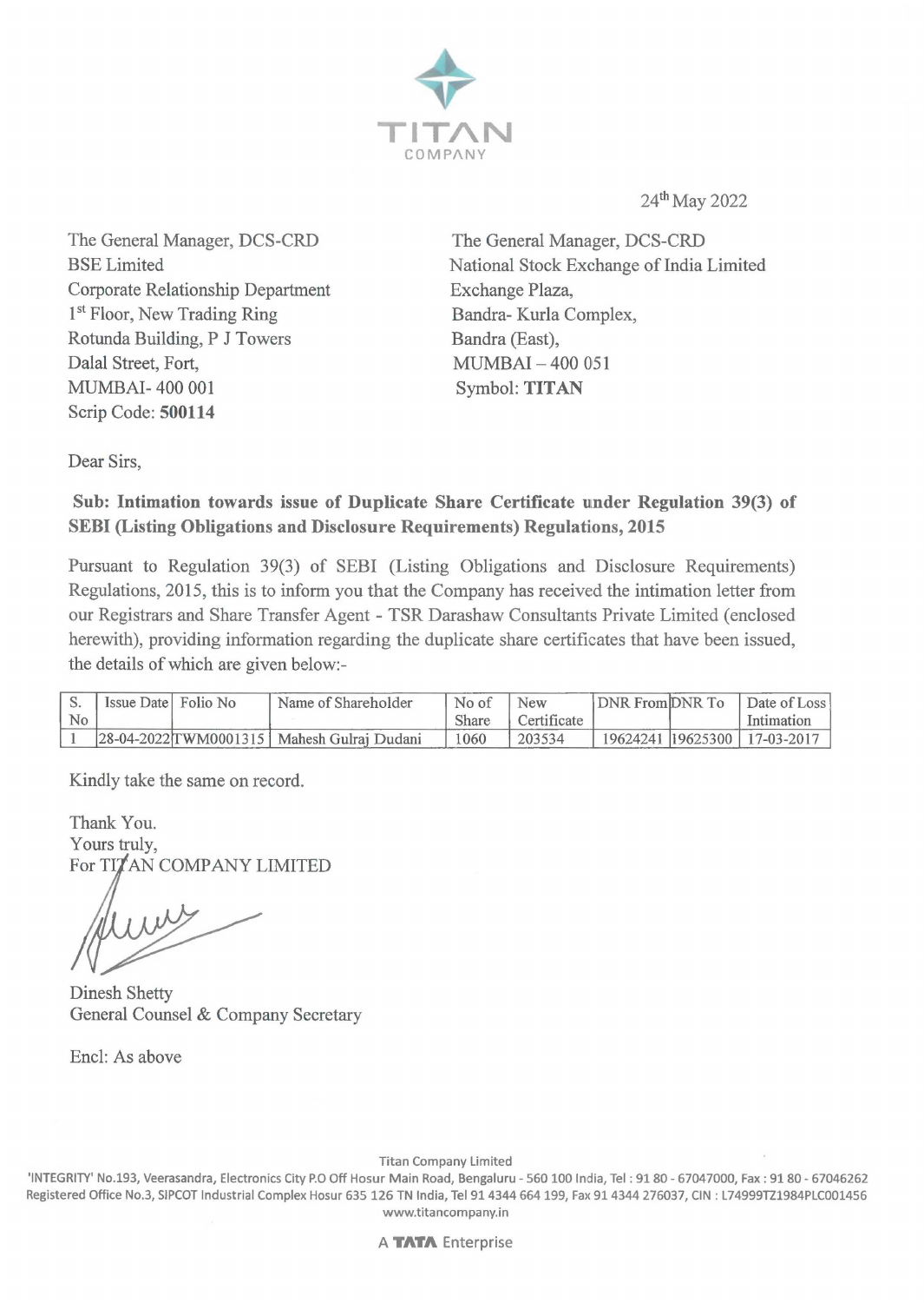TITAN
COMPANY

24th May 2022

The General Manager, DCS-CRD
BSE Limited
Corporate Relationship Department
1st Floor, New Trading Ring
Rotunda Building, P J Towers
Dalal Street, Fort,
MUMBAI- 400 001
Scrip Code: **500114**

The General Manager, DCS-CRD
National Stock Exchange of India Limited
Exchange Plaza,
Bandra- Kurla Complex,
Bandra (East),
MUMBAI – 400 051
Symbol: **TITAN**

Dear Sirs,

**Sub: Intimation towards issue of Duplicate Share Certificate under Regulation 39(3) of SEBI (Listing Obligations and Disclosure Requirements) Regulations, 2015**

Pursuant to Regulation 39(3) of SEBI (Listing Obligations and Disclosure Requirements) Regulations, 2015, this is to inform you that the Company has received the intimation letter from our Registrars and Share Transfer Agent - TSR Darashaw Consultants Private Limited (enclosed herewith), providing information regarding the duplicate share certificates that have been issued, the details of which are given below:-

| S. No | Issue Date | Folio No | Name of Shareholder | No of Share | New Certificate | DNR From | DNR To | Date of Loss Intimation |
|---|---|---|---|---|---|---|---|---|
| 1 | 28-04-2022 | TWM0001315 | Mahesh Gulraj Dudani | 1060 | 203534 | 19624241 | 19625300 | 17-03-2017 |

Kindly take the same on record.

Thank You.
Yours truly,
For TITAN COMPANY LIMITED

Dinesh Shetty
General Counsel & Company Secretary

Encl: As above

Titan Company Limited
'INTEGRITY' No.193, Veerasandra, Electronics City P.O Off Hosur Main Road, Bengaluru - 560 100 India, Tel : 91 80 - 67047000, Fax : 91 80 - 67046262
Registered Office No.3, SIPCOT Industrial Complex Hosur 635 126 TN India, Tel 91 4344 664 199, Fax 91 4344 276037, CIN : L74999TZ1984PLC001456
www.titancompany.in

A TATA Enterprise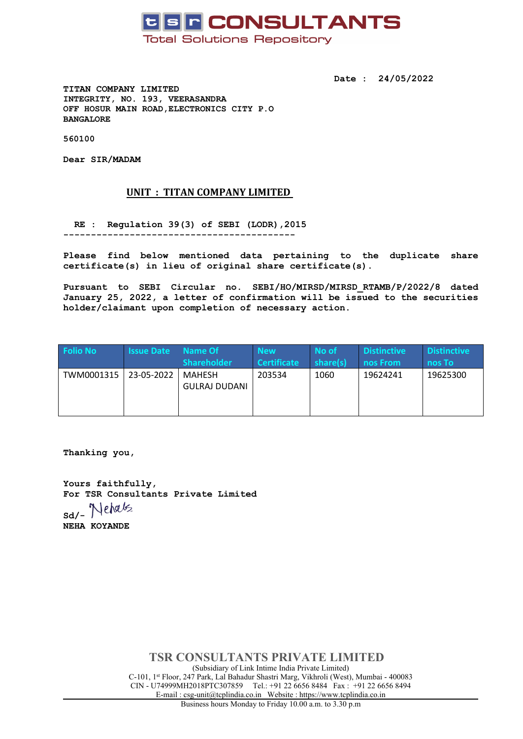# tsr CONSULTANTS
Total Solutions Repository

Date : 24/05/2022

**TITAN COMPANY LIMITED**
**INTEGRITY, NO. 193, VEERASANDRA**
**OFF HOSUR MAIN ROAD,ELECTRONICS CITY P.O**
**BANGALORE**

**560100**

**Dear SIR/MADAM**

## UNIT : TITAN COMPANY LIMITED

**RE : Regulation 39(3) of SEBI (LODR),2015**

------------------------------------------

**Please find below mentioned data pertaining to the duplicate share certificate(s) in lieu of original share certificate(s).**

**Pursuant to SEBI Circular no. SEBI/HO/MIRSD/MIRSD_RTAMB/P/2022/8 dated January 25, 2022, a letter of confirmation will be issued to the securities holder/claimant upon completion of necessary action.**

| Folio No | Issue Date | Name Of Shareholder | New Certificate | No of share(s) | Distinctive nos From | Distinctive nos To |
|---|---|---|---|---|---|---|
| TWM0001315 | 23-05-2022 | MAHESH GULRAJ DUDANI | 203534 | 1060 | 19624241 | 19625300 |

**Thanking you,**

**Yours faithfully,**
**For TSR Consultants Private Limited**

**Sd/-** Neha

**NEHA KOYANDE**

**TSR CONSULTANTS PRIVATE LIMITED**
(Subsidiary of Link Intime India Private Limited)
C-101, 1st Floor, 247 Park, Lal Bahadur Shastri Marg, Vikhroli (West), Mumbai - 400083
CIN - U74999MH2018PTC307859 Tel.: +91 22 6656 8484 Fax : +91 22 6656 8494
E-mail : csg-unit@tcplindia.co.in Website : https://www.tcplindia.co.in
Business hours Monday to Friday 10.00 a.m. to 3.30 p.m